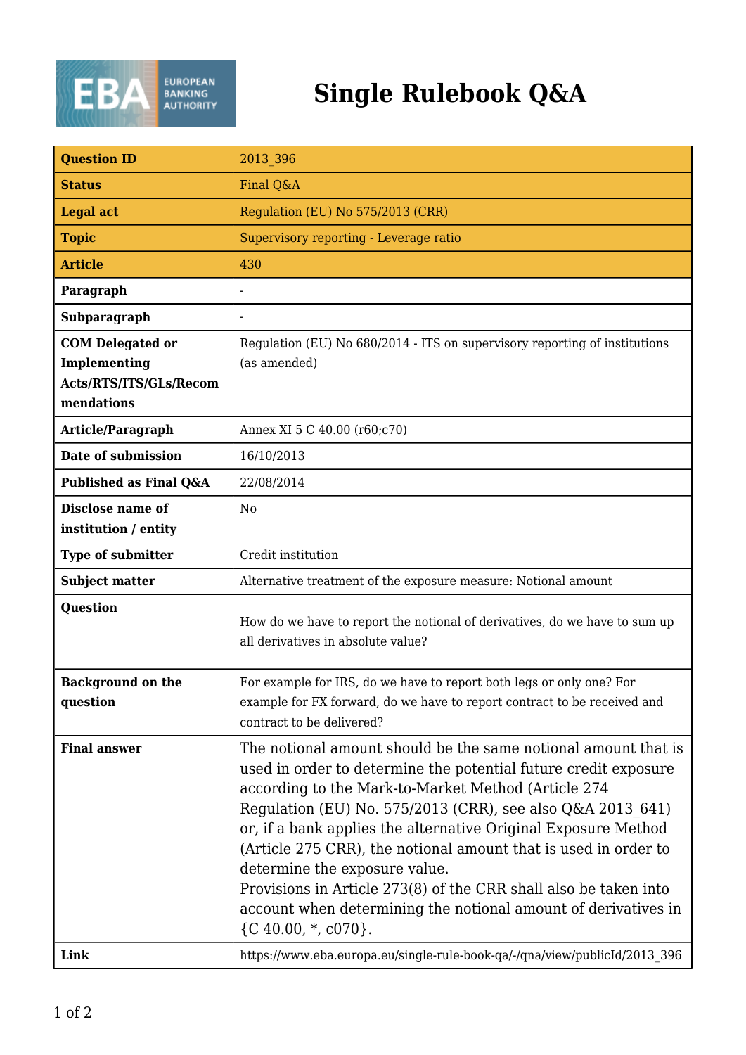# Single Rulebook Q&A

| Question ID | 2013_396 |
| --- | --- |
| Status | Final Q&A |
| Legal act | Regulation (EU) No 575/2013 (CRR) |
| Topic | Supervisory reporting - Leverage ratio |
| Article | 430 |
| Paragraph | - |
| Subparagraph | - |
| COM Delegated or Implementing Acts/RTS/ITS/GLs/Recommendations | Regulation (EU) No 680/2014 - ITS on supervisory reporting of institutions (as amended) |
| Article/Paragraph | Annex XI 5 C 40.00 (r60;c70) |
| Date of submission | 16/10/2013 |
| Published as Final Q&A | 22/08/2014 |
| Disclose name of institution / entity | No |
| Type of submitter | Credit institution |
| Subject matter | Alternative treatment of the exposure measure: Notional amount |
| Question | How do we have to report the notional of derivatives, do we have to sum up all derivatives in absolute value? |
| Background on the question | For example for IRS, do we have to report both legs or only one? For example for FX forward, do we have to report contract to be received and contract to be delivered? |
| Final answer | The notional amount should be the same notional amount that is used in order to determine the potential future credit exposure according to the Mark-to-Market Method (Article 274 Regulation (EU) No. 575/2013 (CRR), see also Q&A 2013_641) or, if a bank applies the alternative Original Exposure Method (Article 275 CRR), the notional amount that is used in order to determine the exposure value.<br>Provisions in Article 273(8) of the CRR shall also be taken into account when determining the notional amount of derivatives in {C 40.00, *, c070}. |
| Link | https://www.eba.europa.eu/single-rule-book-qa/-/qna/view/publicId/2013_396 |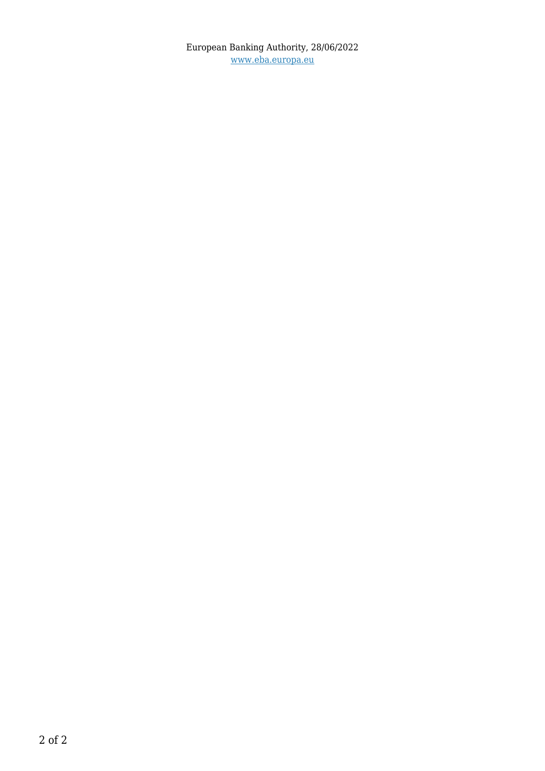European Banking Authority, 28/06/2022

[www.eba.europa.eu](http://www.eba.europa.eu)